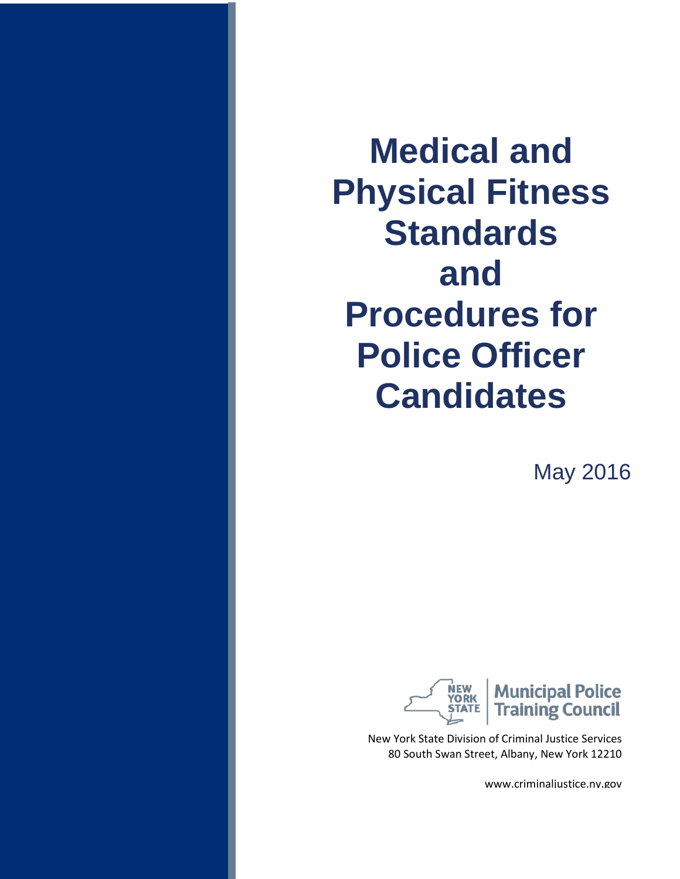# Medical and Physical Fitness Standards and Procedures for Police Officer Candidates

May 2016

NEW YORK STATE | Municipal Police Training Council

New York State Division of Criminal Justice Services
80 South Swan Street, Albany, New York 12210

www.criminaljustice.ny.gov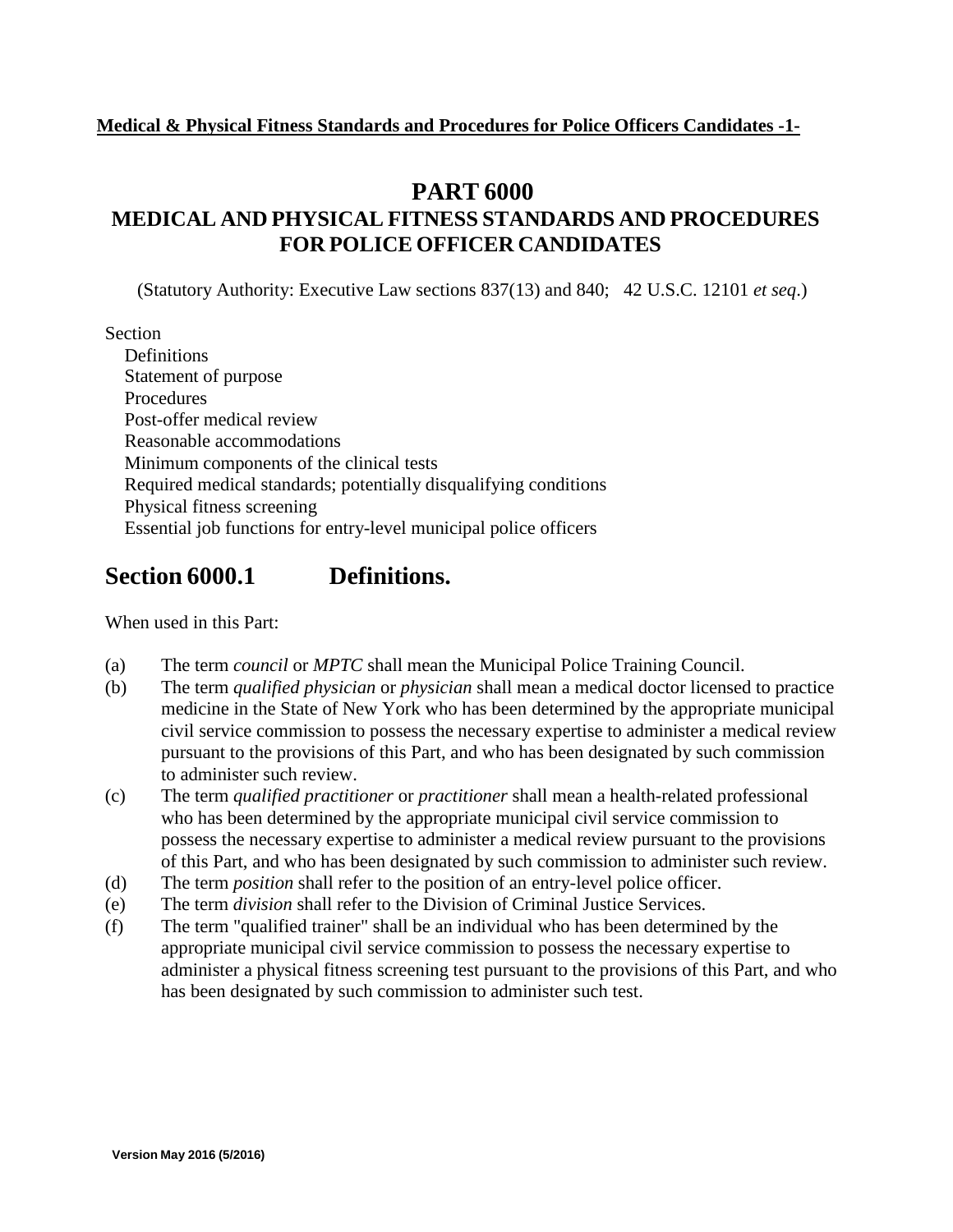# PART 6000
## MEDICAL AND PHYSICAL FITNESS STANDARDS AND PROCEDURES FOR POLICE OFFICER CANDIDATES

(Statutory Authority: Executive Law sections 837(13) and 840; 42 U.S.C. 12101 *et seq*.)

Section
- Definitions
- Statement of purpose
- Procedures
- Post-offer medical review
- Reasonable accommodations
- Minimum components of the clinical tests
- Required medical standards; potentially disqualifying conditions
- Physical fitness screening
- Essential job functions for entry-level municipal police officers

## Section 6000.1 Definitions.

When used in this Part:

(a) The term *council* or *MPTC* shall mean the Municipal Police Training Council.

(b) The term *qualified physician* or *physician* shall mean a medical doctor licensed to practice medicine in the State of New York who has been determined by the appropriate municipal civil service commission to possess the necessary expertise to administer a medical review pursuant to the provisions of this Part, and who has been designated by such commission to administer such review.

(c) The term *qualified practitioner* or *practitioner* shall mean a health-related professional who has been determined by the appropriate municipal civil service commission to possess the necessary expertise to administer a medical review pursuant to the provisions of this Part, and who has been designated by such commission to administer such review.

(d) The term *position* shall refer to the position of an entry-level police officer.

(e) The term *division* shall refer to the Division of Criminal Justice Services.

(f) The term "qualified trainer" shall be an individual who has been determined by the appropriate municipal civil service commission to possess the necessary expertise to administer a physical fitness screening test pursuant to the provisions of this Part, and who has been designated by such commission to administer such test.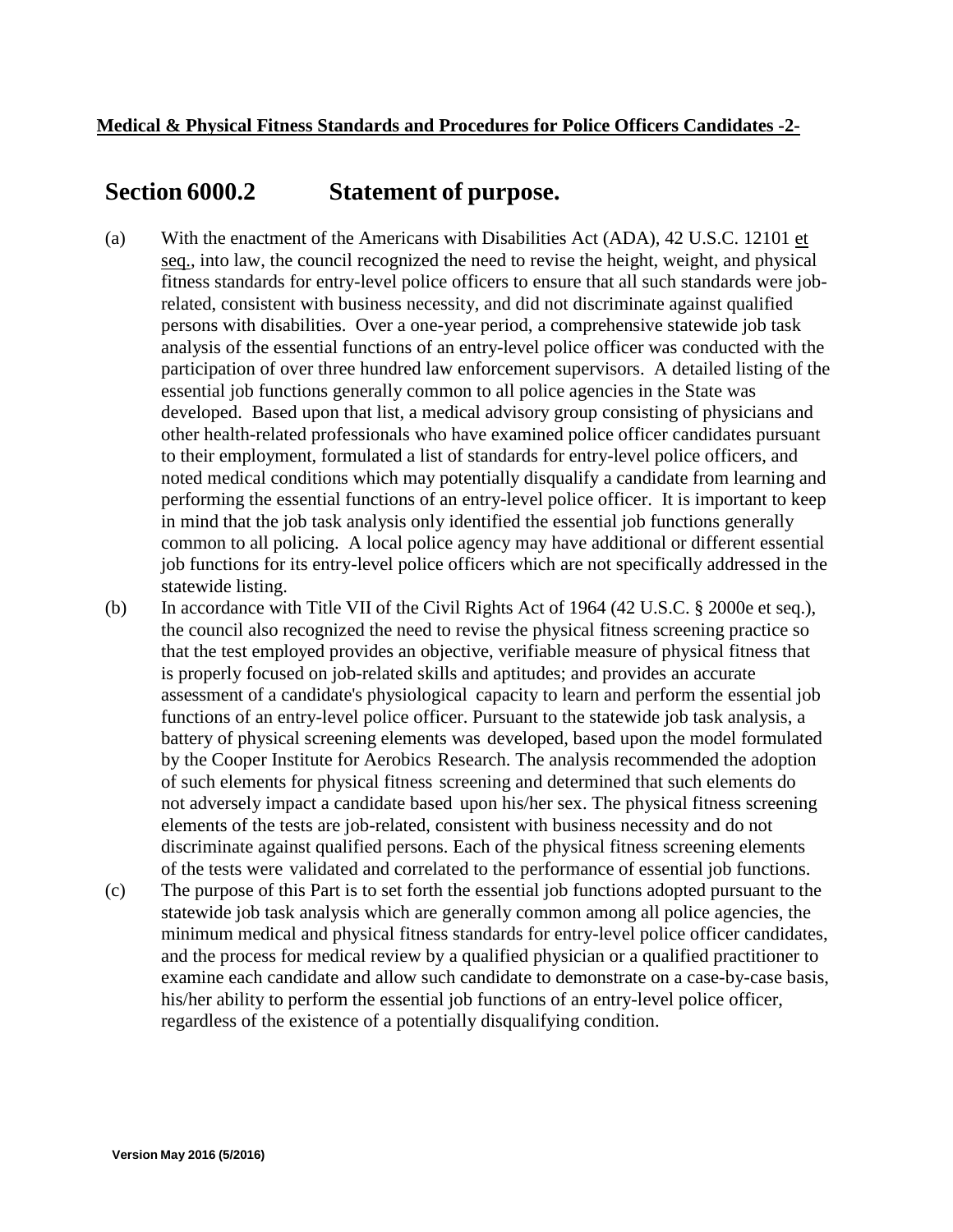# Section 6000.2 Statement of purpose.

(a) With the enactment of the Americans with Disabilities Act (ADA), 42 U.S.C. 12101 et seq., into law, the council recognized the need to revise the height, weight, and physical fitness standards for entry-level police officers to ensure that all such standards were job-related, consistent with business necessity, and did not discriminate against qualified persons with disabilities. Over a one-year period, a comprehensive statewide job task analysis of the essential functions of an entry-level police officer was conducted with the participation of over three hundred law enforcement supervisors. A detailed listing of the essential job functions generally common to all police agencies in the State was developed. Based upon that list, a medical advisory group consisting of physicians and other health-related professionals who have examined police officer candidates pursuant to their employment, formulated a list of standards for entry-level police officers, and noted medical conditions which may potentially disqualify a candidate from learning and performing the essential functions of an entry-level police officer. It is important to keep in mind that the job task analysis only identified the essential job functions generally common to all policing. A local police agency may have additional or different essential job functions for its entry-level police officers which are not specifically addressed in the statewide listing.

(b) In accordance with Title VII of the Civil Rights Act of 1964 (42 U.S.C. § 2000e et seq.), the council also recognized the need to revise the physical fitness screening practice so that the test employed provides an objective, verifiable measure of physical fitness that is properly focused on job-related skills and aptitudes; and provides an accurate assessment of a candidate's physiological capacity to learn and perform the essential job functions of an entry-level police officer. Pursuant to the statewide job task analysis, a battery of physical screening elements was developed, based upon the model formulated by the Cooper Institute for Aerobics Research. The analysis recommended the adoption of such elements for physical fitness screening and determined that such elements do not adversely impact a candidate based upon his/her sex. The physical fitness screening elements of the tests are job-related, consistent with business necessity and do not discriminate against qualified persons. Each of the physical fitness screening elements of the tests were validated and correlated to the performance of essential job functions.

(c) The purpose of this Part is to set forth the essential job functions adopted pursuant to the statewide job task analysis which are generally common among all police agencies, the minimum medical and physical fitness standards for entry-level police officer candidates, and the process for medical review by a qualified physician or a qualified practitioner to examine each candidate and allow such candidate to demonstrate on a case-by-case basis, his/her ability to perform the essential job functions of an entry-level police officer, regardless of the existence of a potentially disqualifying condition.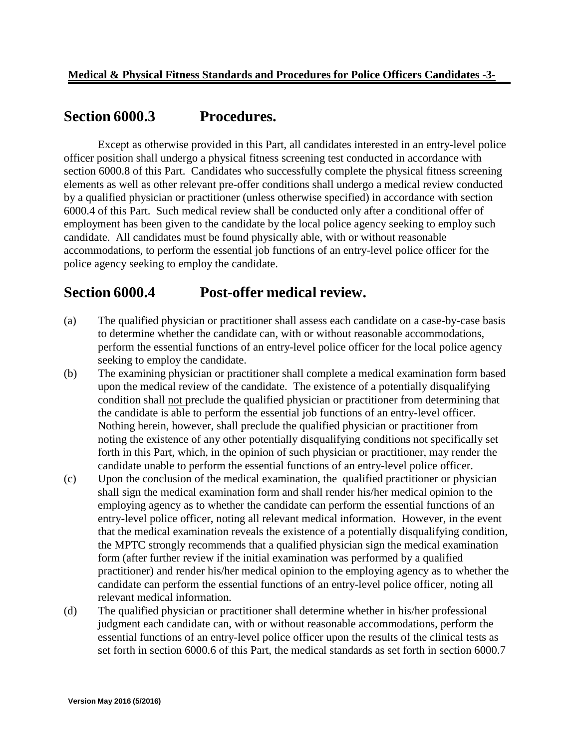## Section 6000.3 Procedures.

Except as otherwise provided in this Part, all candidates interested in an entry-level police officer position shall undergo a physical fitness screening test conducted in accordance with section 6000.8 of this Part. Candidates who successfully complete the physical fitness screening elements as well as other relevant pre-offer conditions shall undergo a medical review conducted by a qualified physician or practitioner (unless otherwise specified) in accordance with section 6000.4 of this Part. Such medical review shall be conducted only after a conditional offer of employment has been given to the candidate by the local police agency seeking to employ such candidate. All candidates must be found physically able, with or without reasonable accommodations, to perform the essential job functions of an entry-level police officer for the police agency seeking to employ the candidate.

## Section 6000.4 Post-offer medical review.

(a) The qualified physician or practitioner shall assess each candidate on a case-by-case basis to determine whether the candidate can, with or without reasonable accommodations, perform the essential functions of an entry-level police officer for the local police agency seeking to employ the candidate.

(b) The examining physician or practitioner shall complete a medical examination form based upon the medical review of the candidate. The existence of a potentially disqualifying condition shall <u>not</u> preclude the qualified physician or practitioner from determining that the candidate is able to perform the essential job functions of an entry-level officer. Nothing herein, however, shall preclude the qualified physician or practitioner from noting the existence of any other potentially disqualifying conditions not specifically set forth in this Part, which, in the opinion of such physician or practitioner, may render the candidate unable to perform the essential functions of an entry-level police officer.

(c) Upon the conclusion of the medical examination, the qualified practitioner or physician shall sign the medical examination form and shall render his/her medical opinion to the employing agency as to whether the candidate can perform the essential functions of an entry-level police officer, noting all relevant medical information. However, in the event that the medical examination reveals the existence of a potentially disqualifying condition, the MPTC strongly recommends that a qualified physician sign the medical examination form (after further review if the initial examination was performed by a qualified practitioner) and render his/her medical opinion to the employing agency as to whether the candidate can perform the essential functions of an entry-level police officer, noting all relevant medical information.

(d) The qualified physician or practitioner shall determine whether in his/her professional judgment each candidate can, with or without reasonable accommodations, perform the essential functions of an entry-level police officer upon the results of the clinical tests as set forth in section 6000.6 of this Part, the medical standards as set forth in section 6000.7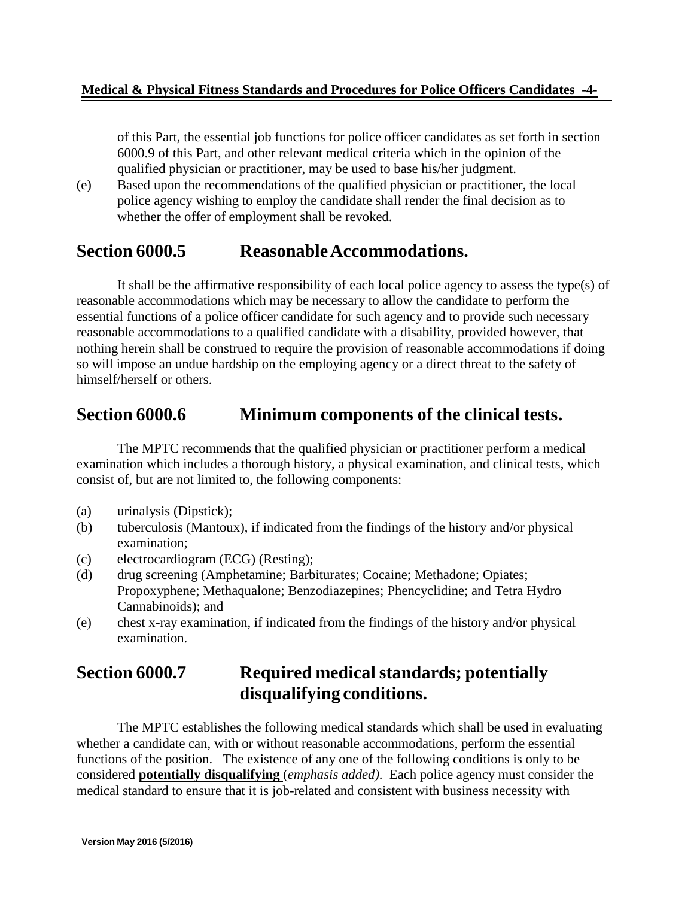of this Part, the essential job functions for police officer candidates as set forth in section 6000.9 of this Part, and other relevant medical criteria which in the opinion of the qualified physician or practitioner, may be used to base his/her judgment.

(e) Based upon the recommendations of the qualified physician or practitioner, the local police agency wishing to employ the candidate shall render the final decision as to whether the offer of employment shall be revoked.

## Section 6000.5 Reasonable Accommodations.

It shall be the affirmative responsibility of each local police agency to assess the type(s) of reasonable accommodations which may be necessary to allow the candidate to perform the essential functions of a police officer candidate for such agency and to provide such necessary reasonable accommodations to a qualified candidate with a disability, provided however, that nothing herein shall be construed to require the provision of reasonable accommodations if doing so will impose an undue hardship on the employing agency or a direct threat to the safety of himself/herself or others.

## Section 6000.6 Minimum components of the clinical tests.

The MPTC recommends that the qualified physician or practitioner perform a medical examination which includes a thorough history, a physical examination, and clinical tests, which consist of, but are not limited to, the following components:

(a) urinalysis (Dipstick);

(b) tuberculosis (Mantoux), if indicated from the findings of the history and/or physical examination;

(c) electrocardiogram (ECG) (Resting);

(d) drug screening (Amphetamine; Barbiturates; Cocaine; Methadone; Opiates; Propoxyphene; Methaqualone; Benzodiazepines; Phencyclidine; and Tetra Hydro Cannabinoids); and

(e) chest x-ray examination, if indicated from the findings of the history and/or physical examination.

## Section 6000.7 Required medical standards; potentially disqualifying conditions.

The MPTC establishes the following medical standards which shall be used in evaluating whether a candidate can, with or without reasonable accommodations, perform the essential functions of the position. The existence of any one of the following conditions is only to be considered **potentially disqualifying** (*emphasis added).* Each police agency must consider the medical standard to ensure that it is job-related and consistent with business necessity with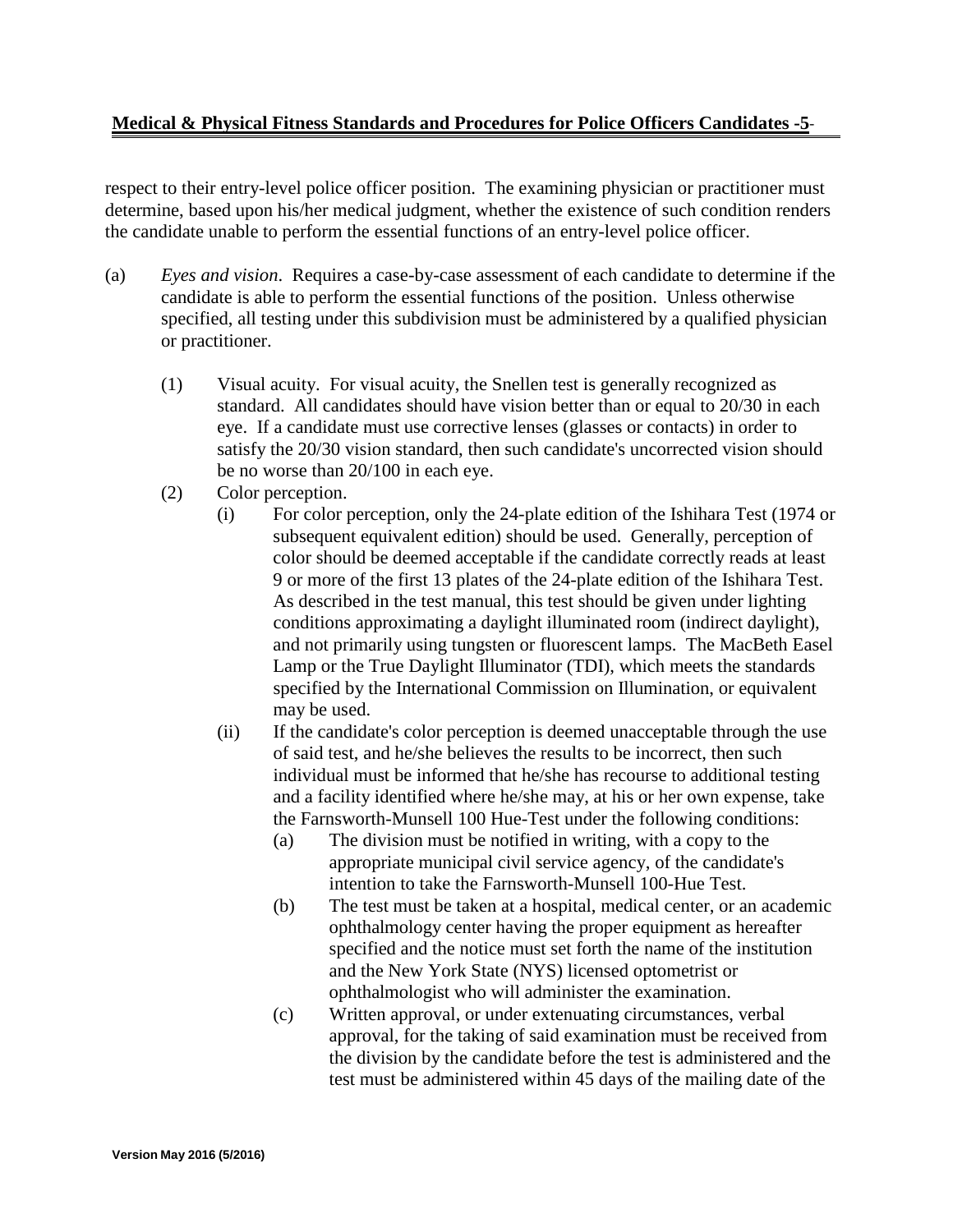respect to their entry-level police officer position. The examining physician or practitioner must determine, based upon his/her medical judgment, whether the existence of such condition renders the candidate unable to perform the essential functions of an entry-level police officer.

(a) *Eyes and vision*. Requires a case-by-case assessment of each candidate to determine if the candidate is able to perform the essential functions of the position. Unless otherwise specified, all testing under this subdivision must be administered by a qualified physician or practitioner.

- (1) Visual acuity. For visual acuity, the Snellen test is generally recognized as standard. All candidates should have vision better than or equal to 20/30 in each eye. If a candidate must use corrective lenses (glasses or contacts) in order to satisfy the 20/30 vision standard, then such candidate's uncorrected vision should be no worse than 20/100 in each eye.
- (2) Color perception.
  - (i) For color perception, only the 24-plate edition of the Ishihara Test (1974 or subsequent equivalent edition) should be used. Generally, perception of color should be deemed acceptable if the candidate correctly reads at least 9 or more of the first 13 plates of the 24-plate edition of the Ishihara Test. As described in the test manual, this test should be given under lighting conditions approximating a daylight illuminated room (indirect daylight), and not primarily using tungsten or fluorescent lamps. The MacBeth Easel Lamp or the True Daylight Illuminator (TDI), which meets the standards specified by the International Commission on Illumination, or equivalent may be used.
  - (ii) If the candidate's color perception is deemed unacceptable through the use of said test, and he/she believes the results to be incorrect, then such individual must be informed that he/she has recourse to additional testing and a facility identified where he/she may, at his or her own expense, take the Farnsworth-Munsell 100 Hue-Test under the following conditions:
    - (a) The division must be notified in writing, with a copy to the appropriate municipal civil service agency, of the candidate's intention to take the Farnsworth-Munsell 100-Hue Test.
    - (b) The test must be taken at a hospital, medical center, or an academic ophthalmology center having the proper equipment as hereafter specified and the notice must set forth the name of the institution and the New York State (NYS) licensed optometrist or ophthalmologist who will administer the examination.
    - (c) Written approval, or under extenuating circumstances, verbal approval, for the taking of said examination must be received from the division by the candidate before the test is administered and the test must be administered within 45 days of the mailing date of the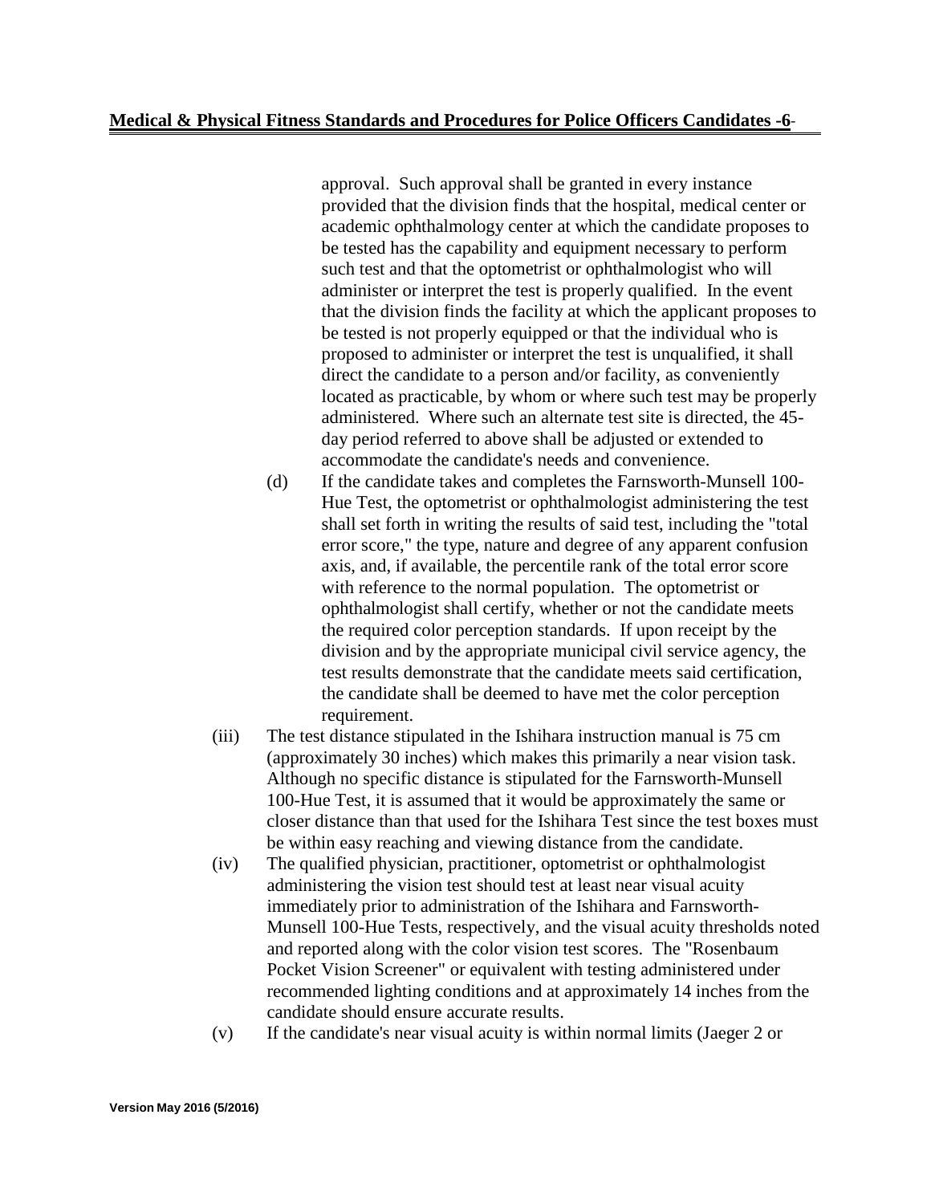approval. Such approval shall be granted in every instance provided that the division finds that the hospital, medical center or academic ophthalmology center at which the candidate proposes to be tested has the capability and equipment necessary to perform such test and that the optometrist or ophthalmologist who will administer or interpret the test is properly qualified. In the event that the division finds the facility at which the applicant proposes to be tested is not properly equipped or that the individual who is proposed to administer or interpret the test is unqualified, it shall direct the candidate to a person and/or facility, as conveniently located as practicable, by whom or where such test may be properly administered. Where such an alternate test site is directed, the 45-day period referred to above shall be adjusted or extended to accommodate the candidate's needs and convenience.

(d) If the candidate takes and completes the Farnsworth-Munsell 100-Hue Test, the optometrist or ophthalmologist administering the test shall set forth in writing the results of said test, including the "total error score," the type, nature and degree of any apparent confusion axis, and, if available, the percentile rank of the total error score with reference to the normal population. The optometrist or ophthalmologist shall certify, whether or not the candidate meets the required color perception standards. If upon receipt by the division and by the appropriate municipal civil service agency, the test results demonstrate that the candidate meets said certification, the candidate shall be deemed to have met the color perception requirement.

(iii) The test distance stipulated in the Ishihara instruction manual is 75 cm (approximately 30 inches) which makes this primarily a near vision task. Although no specific distance is stipulated for the Farnsworth-Munsell 100-Hue Test, it is assumed that it would be approximately the same or closer distance than that used for the Ishihara Test since the test boxes must be within easy reaching and viewing distance from the candidate.

(iv) The qualified physician, practitioner, optometrist or ophthalmologist administering the vision test should test at least near visual acuity immediately prior to administration of the Ishihara and Farnsworth-Munsell 100-Hue Tests, respectively, and the visual acuity thresholds noted and reported along with the color vision test scores. The "Rosenbaum Pocket Vision Screener" or equivalent with testing administered under recommended lighting conditions and at approximately 14 inches from the candidate should ensure accurate results.

(v) If the candidate's near visual acuity is within normal limits (Jaeger 2 or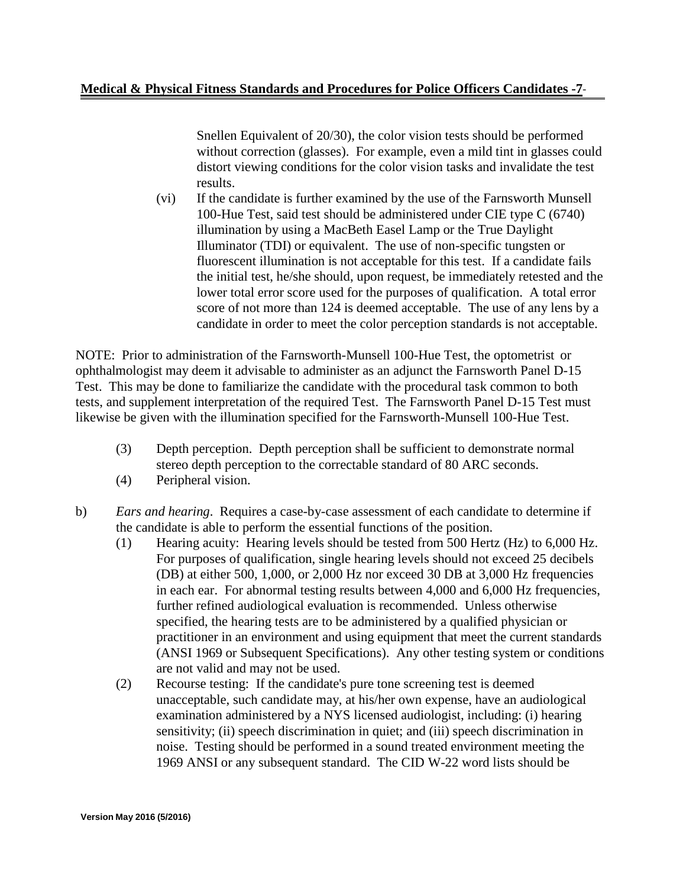Snellen Equivalent of 20/30), the color vision tests should be performed without correction (glasses). For example, even a mild tint in glasses could distort viewing conditions for the color vision tasks and invalidate the test results.

(vi) If the candidate is further examined by the use of the Farnsworth Munsell 100-Hue Test, said test should be administered under CIE type C (6740) illumination by using a MacBeth Easel Lamp or the True Daylight Illuminator (TDI) or equivalent. The use of non-specific tungsten or fluorescent illumination is not acceptable for this test. If a candidate fails the initial test, he/she should, upon request, be immediately retested and the lower total error score used for the purposes of qualification. A total error score of not more than 124 is deemed acceptable. The use of any lens by a candidate in order to meet the color perception standards is not acceptable.

NOTE: Prior to administration of the Farnsworth-Munsell 100-Hue Test, the optometrist or ophthalmologist may deem it advisable to administer as an adjunct the Farnsworth Panel D-15 Test. This may be done to familiarize the candidate with the procedural task common to both tests, and supplement interpretation of the required Test. The Farnsworth Panel D-15 Test must likewise be given with the illumination specified for the Farnsworth-Munsell 100-Hue Test.

(3) Depth perception. Depth perception shall be sufficient to demonstrate normal stereo depth perception to the correctable standard of 80 ARC seconds.

(4) Peripheral vision.

b) *Ears and hearing*. Requires a case-by-case assessment of each candidate to determine if the candidate is able to perform the essential functions of the position.

(1) Hearing acuity: Hearing levels should be tested from 500 Hertz (Hz) to 6,000 Hz. For purposes of qualification, single hearing levels should not exceed 25 decibels (DB) at either 500, 1,000, or 2,000 Hz nor exceed 30 DB at 3,000 Hz frequencies in each ear. For abnormal testing results between 4,000 and 6,000 Hz frequencies, further refined audiological evaluation is recommended. Unless otherwise specified, the hearing tests are to be administered by a qualified physician or practitioner in an environment and using equipment that meet the current standards (ANSI 1969 or Subsequent Specifications). Any other testing system or conditions are not valid and may not be used.

(2) Recourse testing: If the candidate's pure tone screening test is deemed unacceptable, such candidate may, at his/her own expense, have an audiological examination administered by a NYS licensed audiologist, including: (i) hearing sensitivity; (ii) speech discrimination in quiet; and (iii) speech discrimination in noise. Testing should be performed in a sound treated environment meeting the 1969 ANSI or any subsequent standard. The CID W-22 word lists should be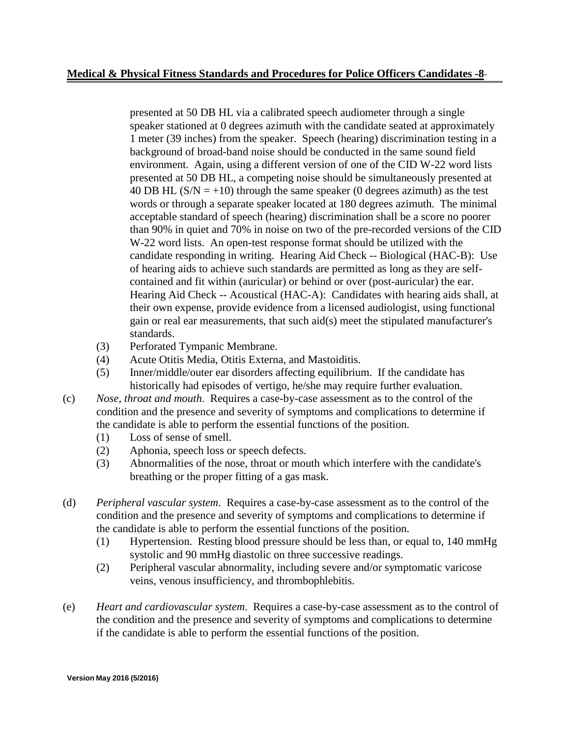presented at 50 DB HL via a calibrated speech audiometer through a single speaker stationed at 0 degrees azimuth with the candidate seated at approximately 1 meter (39 inches) from the speaker. Speech (hearing) discrimination testing in a background of broad-band noise should be conducted in the same sound field environment. Again, using a different version of one of the CID W-22 word lists presented at 50 DB HL, a competing noise should be simultaneously presented at 40 DB HL (S/N = +10) through the same speaker (0 degrees azimuth) as the test words or through a separate speaker located at 180 degrees azimuth. The minimal acceptable standard of speech (hearing) discrimination shall be a score no poorer than 90% in quiet and 70% in noise on two of the pre-recorded versions of the CID W-22 word lists. An open-test response format should be utilized with the candidate responding in writing. Hearing Aid Check -- Biological (HAC-B): Use of hearing aids to achieve such standards are permitted as long as they are self-contained and fit within (auricular) or behind or over (post-auricular) the ear. Hearing Aid Check -- Acoustical (HAC-A): Candidates with hearing aids shall, at their own expense, provide evidence from a licensed audiologist, using functional gain or real ear measurements, that such aid(s) meet the stipulated manufacturer's standards.

(3) Perforated Tympanic Membrane.

(4) Acute Otitis Media, Otitis Externa, and Mastoiditis.

(5) Inner/middle/outer ear disorders affecting equilibrium. If the candidate has historically had episodes of vertigo, he/she may require further evaluation.

(c) *Nose, throat and mouth*. Requires a case-by-case assessment as to the control of the condition and the presence and severity of symptoms and complications to determine if the candidate is able to perform the essential functions of the position.

(1) Loss of sense of smell.

(2) Aphonia, speech loss or speech defects.

(3) Abnormalities of the nose, throat or mouth which interfere with the candidate's breathing or the proper fitting of a gas mask.

(d) *Peripheral vascular system*. Requires a case-by-case assessment as to the control of the condition and the presence and severity of symptoms and complications to determine if the candidate is able to perform the essential functions of the position.

(1) Hypertension. Resting blood pressure should be less than, or equal to, 140 mmHg systolic and 90 mmHg diastolic on three successive readings.

(2) Peripheral vascular abnormality, including severe and/or symptomatic varicose veins, venous insufficiency, and thrombophlebitis.

(e) *Heart and cardiovascular system*. Requires a case-by-case assessment as to the control of the condition and the presence and severity of symptoms and complications to determine if the candidate is able to perform the essential functions of the position.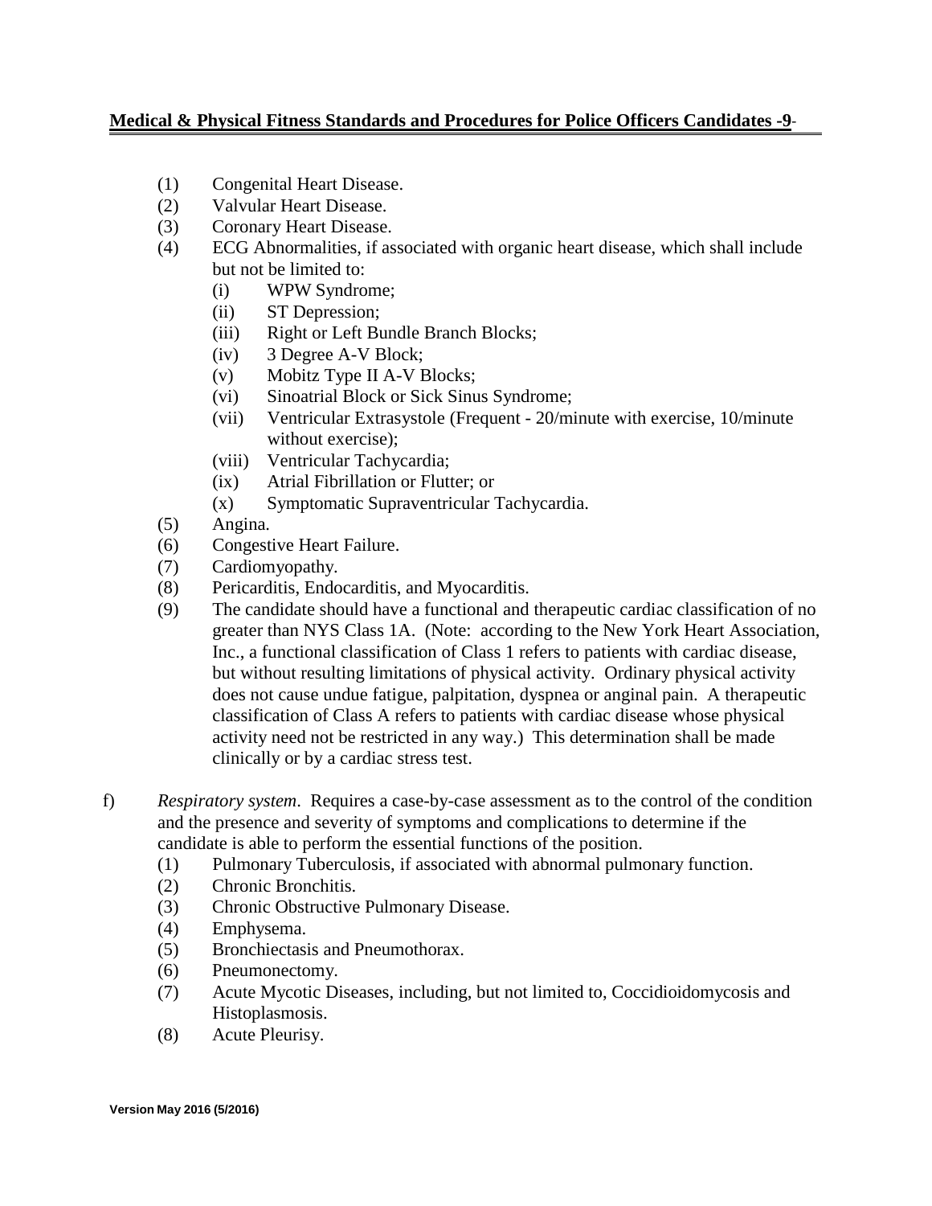(1) Congenital Heart Disease.
(2) Valvular Heart Disease.
(3) Coronary Heart Disease.
(4) ECG Abnormalities, if associated with organic heart disease, which shall include but not be limited to:
    (i) WPW Syndrome;
    (ii) ST Depression;
    (iii) Right or Left Bundle Branch Blocks;
    (iv) 3 Degree A-V Block;
    (v) Mobitz Type II A-V Blocks;
    (vi) Sinoatrial Block or Sick Sinus Syndrome;
    (vii) Ventricular Extrasystole (Frequent - 20/minute with exercise, 10/minute without exercise);
    (viii) Ventricular Tachycardia;
    (ix) Atrial Fibrillation or Flutter; or
    (x) Symptomatic Supraventricular Tachycardia.
(5) Angina.
(6) Congestive Heart Failure.
(7) Cardiomyopathy.
(8) Pericarditis, Endocarditis, and Myocarditis.
(9) The candidate should have a functional and therapeutic cardiac classification of no greater than NYS Class 1A. (Note: according to the New York Heart Association, Inc., a functional classification of Class 1 refers to patients with cardiac disease, but without resulting limitations of physical activity. Ordinary physical activity does not cause undue fatigue, palpitation, dyspnea or anginal pain. A therapeutic classification of Class A refers to patients with cardiac disease whose physical activity need not be restricted in any way.) This determination shall be made clinically or by a cardiac stress test.

f) *Respiratory system*. Requires a case-by-case assessment as to the control of the condition and the presence and severity of symptoms and complications to determine if the candidate is able to perform the essential functions of the position.
(1) Pulmonary Tuberculosis, if associated with abnormal pulmonary function.
(2) Chronic Bronchitis.
(3) Chronic Obstructive Pulmonary Disease.
(4) Emphysema.
(5) Bronchiectasis and Pneumothorax.
(6) Pneumonectomy.
(7) Acute Mycotic Diseases, including, but not limited to, Coccidioidomycosis and Histoplasmosis.
(8) Acute Pleurisy.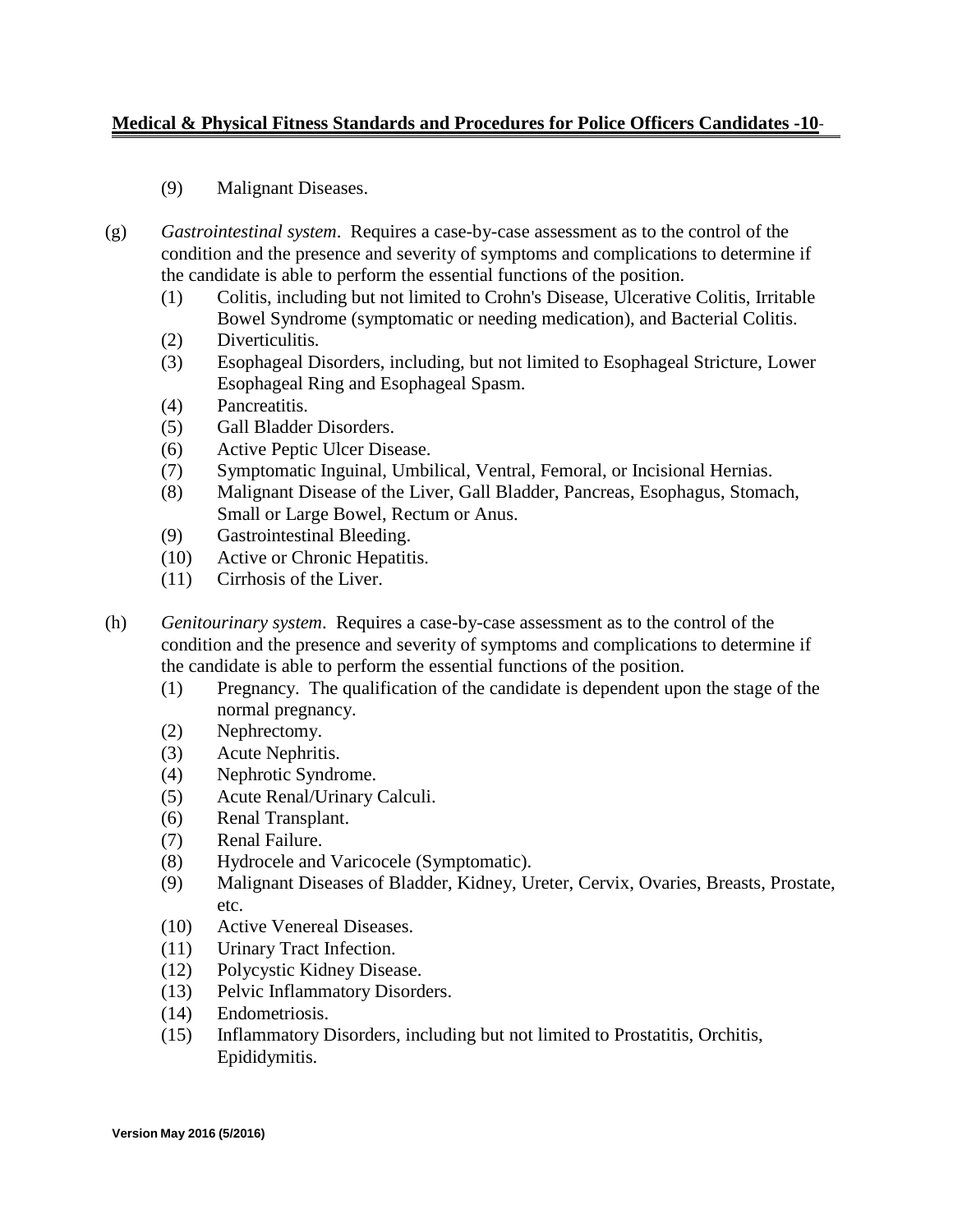(9) Malignant Diseases.

(g) *Gastrointestinal system*. Requires a case-by-case assessment as to the control of the condition and the presence and severity of symptoms and complications to determine if the candidate is able to perform the essential functions of the position.

- (1) Colitis, including but not limited to Crohn's Disease, Ulcerative Colitis, Irritable Bowel Syndrome (symptomatic or needing medication), and Bacterial Colitis.
- (2) Diverticulitis.
- (3) Esophageal Disorders, including, but not limited to Esophageal Stricture, Lower Esophageal Ring and Esophageal Spasm.
- (4) Pancreatitis.
- (5) Gall Bladder Disorders.
- (6) Active Peptic Ulcer Disease.
- (7) Symptomatic Inguinal, Umbilical, Ventral, Femoral, or Incisional Hernias.
- (8) Malignant Disease of the Liver, Gall Bladder, Pancreas, Esophagus, Stomach, Small or Large Bowel, Rectum or Anus.
- (9) Gastrointestinal Bleeding.
- (10) Active or Chronic Hepatitis.
- (11) Cirrhosis of the Liver.

(h) *Genitourinary system*. Requires a case-by-case assessment as to the control of the condition and the presence and severity of symptoms and complications to determine if the candidate is able to perform the essential functions of the position.

- (1) Pregnancy. The qualification of the candidate is dependent upon the stage of the normal pregnancy.
- (2) Nephrectomy.
- (3) Acute Nephritis.
- (4) Nephrotic Syndrome.
- (5) Acute Renal/Urinary Calculi.
- (6) Renal Transplant.
- (7) Renal Failure.
- (8) Hydrocele and Varicocele (Symptomatic).
- (9) Malignant Diseases of Bladder, Kidney, Ureter, Cervix, Ovaries, Breasts, Prostate, etc.
- (10) Active Venereal Diseases.
- (11) Urinary Tract Infection.
- (12) Polycystic Kidney Disease.
- (13) Pelvic Inflammatory Disorders.
- (14) Endometriosis.
- (15) Inflammatory Disorders, including but not limited to Prostatitis, Orchitis, Epididymitis.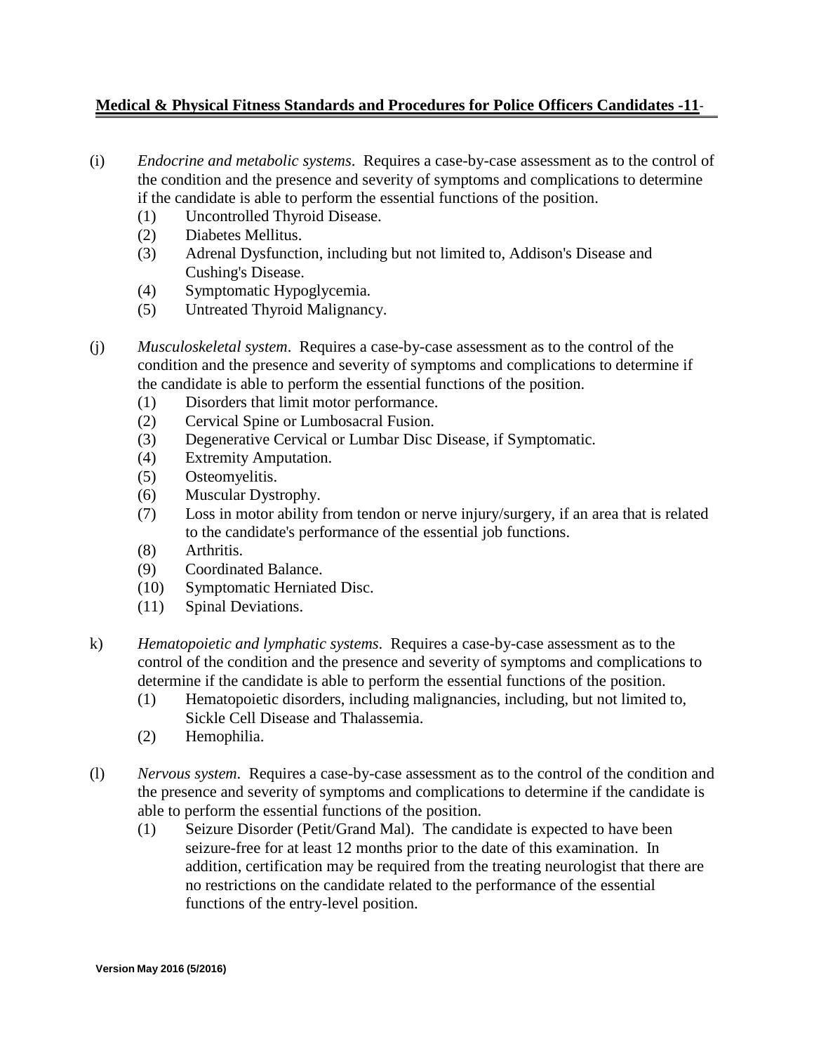(i) *Endocrine and metabolic systems*. Requires a case-by-case assessment as to the control of the condition and the presence and severity of symptoms and complications to determine if the candidate is able to perform the essential functions of the position.

- (1) Uncontrolled Thyroid Disease.
- (2) Diabetes Mellitus.
- (3) Adrenal Dysfunction, including but not limited to, Addison's Disease and Cushing's Disease.
- (4) Symptomatic Hypoglycemia.
- (5) Untreated Thyroid Malignancy.

(j) *Musculoskeletal system*. Requires a case-by-case assessment as to the control of the condition and the presence and severity of symptoms and complications to determine if the candidate is able to perform the essential functions of the position.

- (1) Disorders that limit motor performance.
- (2) Cervical Spine or Lumbosacral Fusion.
- (3) Degenerative Cervical or Lumbar Disc Disease, if Symptomatic.
- (4) Extremity Amputation.
- (5) Osteomyelitis.
- (6) Muscular Dystrophy.
- (7) Loss in motor ability from tendon or nerve injury/surgery, if an area that is related to the candidate's performance of the essential job functions.
- (8) Arthritis.
- (9) Coordinated Balance.
- (10) Symptomatic Herniated Disc.
- (11) Spinal Deviations.

k) *Hematopoietic and lymphatic systems*. Requires a case-by-case assessment as to the control of the condition and the presence and severity of symptoms and complications to determine if the candidate is able to perform the essential functions of the position.

- (1) Hematopoietic disorders, including malignancies, including, but not limited to, Sickle Cell Disease and Thalassemia.
- (2) Hemophilia.

(l) *Nervous system*. Requires a case-by-case assessment as to the control of the condition and the presence and severity of symptoms and complications to determine if the candidate is able to perform the essential functions of the position.

- (1) Seizure Disorder (Petit/Grand Mal). The candidate is expected to have been seizure-free for at least 12 months prior to the date of this examination. In addition, certification may be required from the treating neurologist that there are no restrictions on the candidate related to the performance of the essential functions of the entry-level position.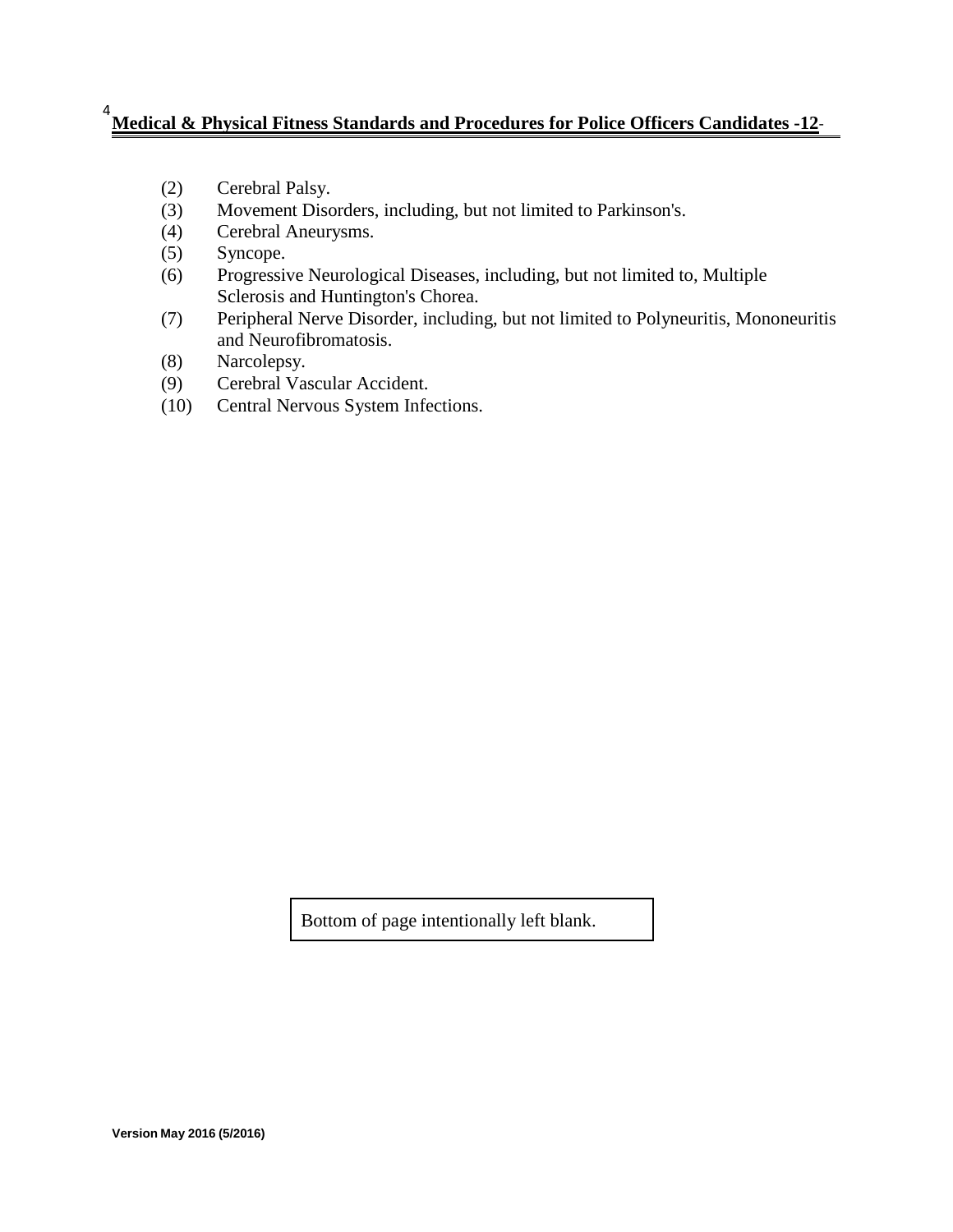(2) Cerebral Palsy.
(3) Movement Disorders, including, but not limited to Parkinson's.
(4) Cerebral Aneurysms.
(5) Syncope.
(6) Progressive Neurological Diseases, including, but not limited to, Multiple Sclerosis and Huntington's Chorea.
(7) Peripheral Nerve Disorder, including, but not limited to Polyneuritis, Mononeuritis and Neurofibromatosis.
(8) Narcolepsy.
(9) Cerebral Vascular Accident.
(10) Central Nervous System Infections.

Bottom of page intentionally left blank.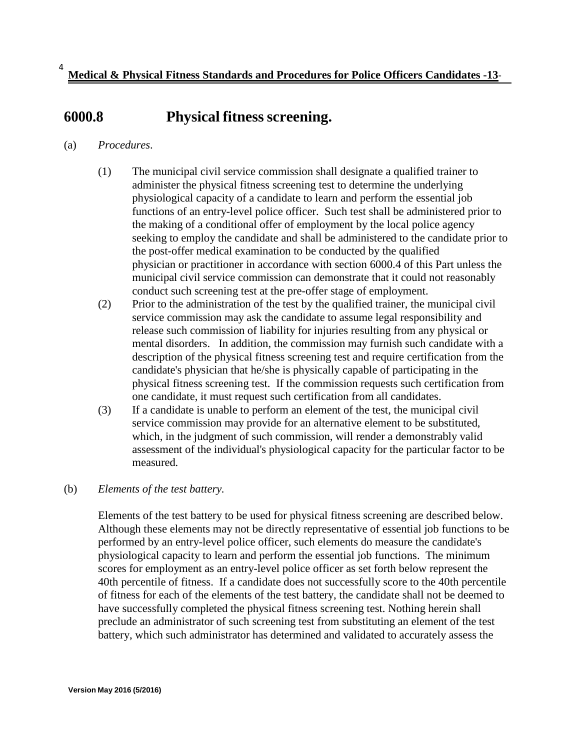## 6000.8 Physical fitness screening.

(a) *Procedures*.

(1) The municipal civil service commission shall designate a qualified trainer to administer the physical fitness screening test to determine the underlying physiological capacity of a candidate to learn and perform the essential job functions of an entry-level police officer. Such test shall be administered prior to the making of a conditional offer of employment by the local police agency seeking to employ the candidate and shall be administered to the candidate prior to the post-offer medical examination to be conducted by the qualified physician or practitioner in accordance with section 6000.4 of this Part unless the municipal civil service commission can demonstrate that it could not reasonably conduct such screening test at the pre-offer stage of employment.

(2) Prior to the administration of the test by the qualified trainer, the municipal civil service commission may ask the candidate to assume legal responsibility and release such commission of liability for injuries resulting from any physical or mental disorders. In addition, the commission may furnish such candidate with a description of the physical fitness screening test and require certification from the candidate's physician that he/she is physically capable of participating in the physical fitness screening test. If the commission requests such certification from one candidate, it must request such certification from all candidates.

(3) If a candidate is unable to perform an element of the test, the municipal civil service commission may provide for an alternative element to be substituted, which, in the judgment of such commission, will render a demonstrably valid assessment of the individual's physiological capacity for the particular factor to be measured.

(b) *Elements of the test battery.*

Elements of the test battery to be used for physical fitness screening are described below. Although these elements may not be directly representative of essential job functions to be performed by an entry-level police officer, such elements do measure the candidate's physiological capacity to learn and perform the essential job functions. The minimum scores for employment as an entry-level police officer as set forth below represent the 40th percentile of fitness. If a candidate does not successfully score to the 40th percentile of fitness for each of the elements of the test battery, the candidate shall not be deemed to have successfully completed the physical fitness screening test. Nothing herein shall preclude an administrator of such screening test from substituting an element of the test battery, which such administrator has determined and validated to accurately assess the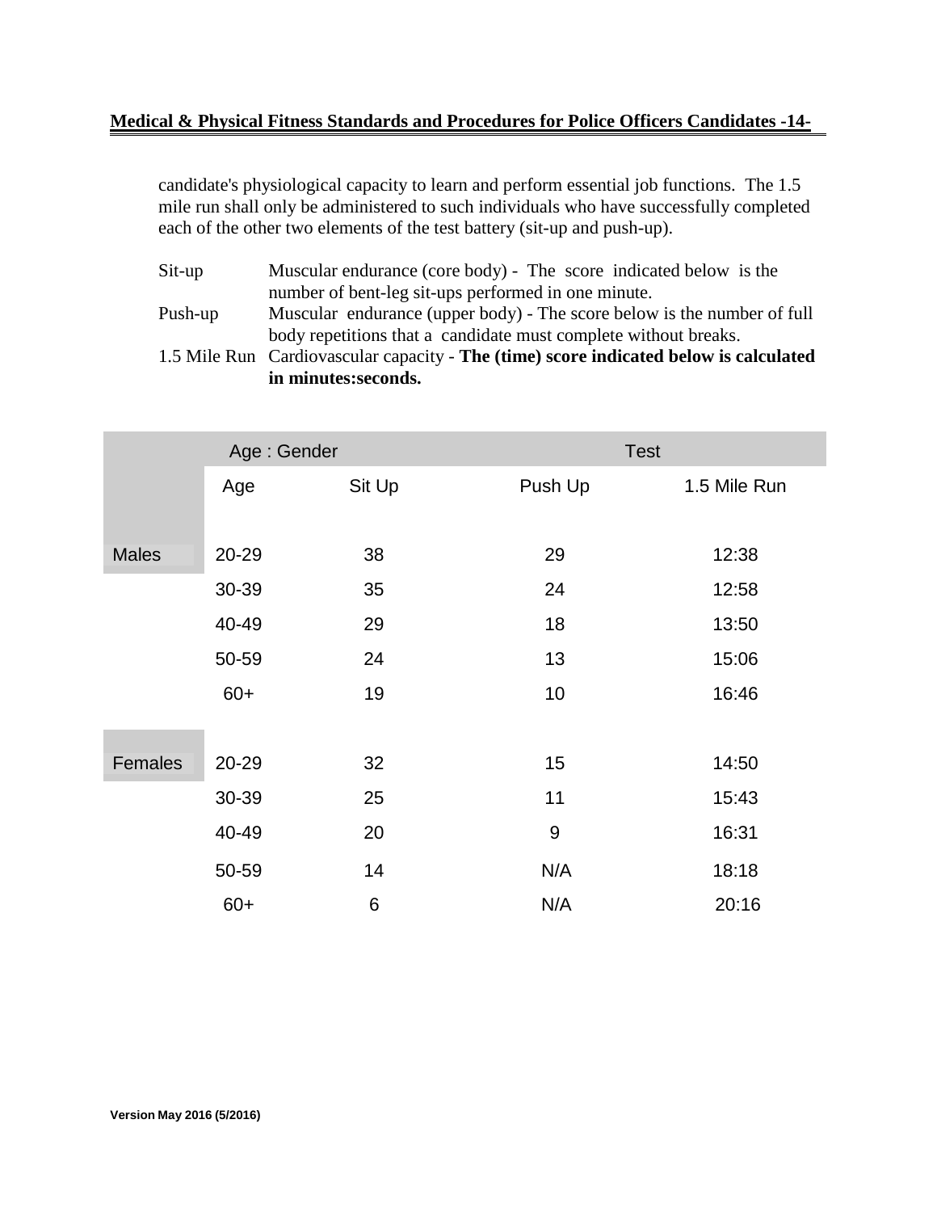candidate's physiological capacity to learn and perform essential job functions. The 1.5 mile run shall only be administered to such individuals who have successfully completed each of the other two elements of the test battery (sit-up and push-up).

Sit-up — Muscular endurance (core body) - The score indicated below is the number of bent-leg sit-ups performed in one minute.

Push-up — Muscular endurance (upper body) - The score below is the number of full body repetitions that a candidate must complete without breaks.

1.5 Mile Run — Cardiovascular capacity - **The (time) score indicated below is calculated in minutes:seconds.**

| | Age : Gender | | Test | |
|---|---|---|---|---|
| | Age | Sit Up | Push Up | 1.5 Mile Run |
| Males | 20-29 | 38 | 29 | 12:38 |
| | 30-39 | 35 | 24 | 12:58 |
| | 40-49 | 29 | 18 | 13:50 |
| | 50-59 | 24 | 13 | 15:06 |
| | 60+ | 19 | 10 | 16:46 |
| Females | 20-29 | 32 | 15 | 14:50 |
| | 30-39 | 25 | 11 | 15:43 |
| | 40-49 | 20 | 9 | 16:31 |
| | 50-59 | 14 | N/A | 18:18 |
| | 60+ | 6 | N/A | 20:16 |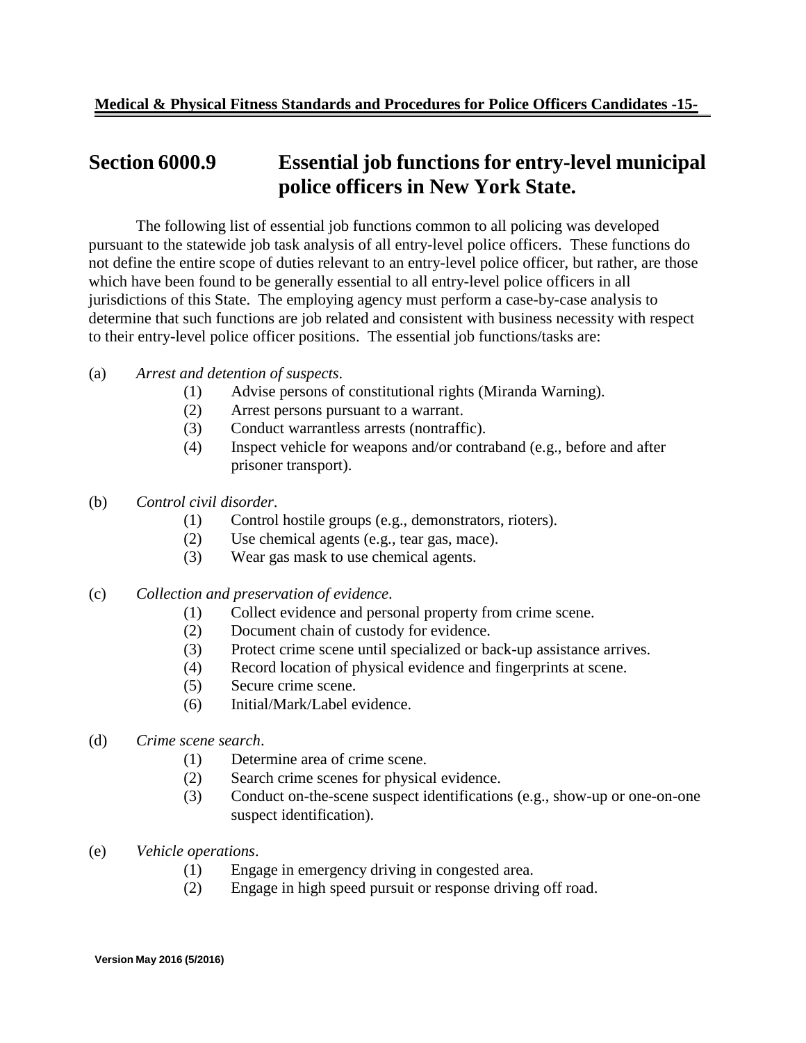## Section 6000.9 Essential job functions for entry-level municipal police officers in New York State.

The following list of essential job functions common to all policing was developed pursuant to the statewide job task analysis of all entry-level police officers. These functions do not define the entire scope of duties relevant to an entry-level police officer, but rather, are those which have been found to be generally essential to all entry-level police officers in all jurisdictions of this State. The employing agency must perform a case-by-case analysis to determine that such functions are job related and consistent with business necessity with respect to their entry-level police officer positions. The essential job functions/tasks are:

(a) *Arrest and detention of suspects*.

- (1) Advise persons of constitutional rights (Miranda Warning).
- (2) Arrest persons pursuant to a warrant.
- (3) Conduct warrantless arrests (nontraffic).
- (4) Inspect vehicle for weapons and/or contraband (e.g., before and after prisoner transport).

(b) *Control civil disorder*.

- (1) Control hostile groups (e.g., demonstrators, rioters).
- (2) Use chemical agents (e.g., tear gas, mace).
- (3) Wear gas mask to use chemical agents.

(c) *Collection and preservation of evidence*.

- (1) Collect evidence and personal property from crime scene.
- (2) Document chain of custody for evidence.
- (3) Protect crime scene until specialized or back-up assistance arrives.
- (4) Record location of physical evidence and fingerprints at scene.
- (5) Secure crime scene.
- (6) Initial/Mark/Label evidence.

(d) *Crime scene search*.

- (1) Determine area of crime scene.
- (2) Search crime scenes for physical evidence.
- (3) Conduct on-the-scene suspect identifications (e.g., show-up or one-on-one suspect identification).

(e) *Vehicle operations*.

- (1) Engage in emergency driving in congested area.
- (2) Engage in high speed pursuit or response driving off road.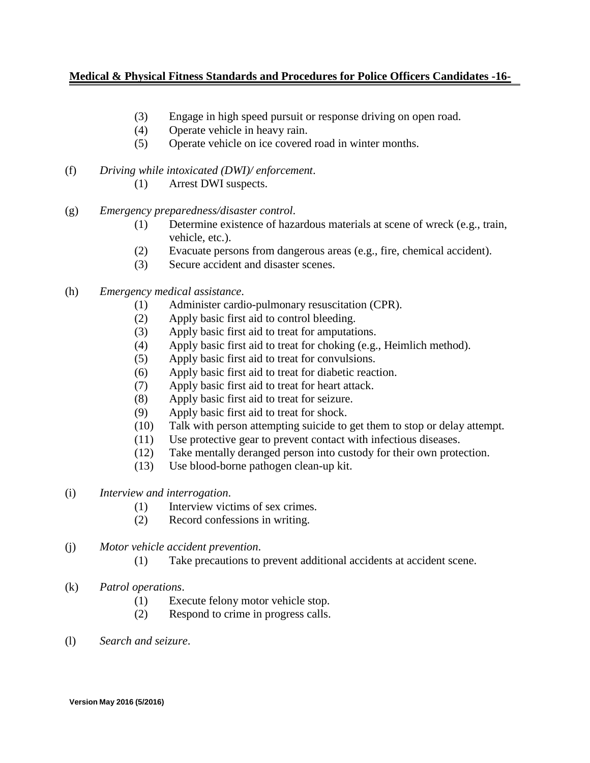(3) Engage in high speed pursuit or response driving on open road.
(4) Operate vehicle in heavy rain.
(5) Operate vehicle on ice covered road in winter months.

(f) *Driving while intoxicated (DWI)/ enforcement*.
    (1) Arrest DWI suspects.

(g) *Emergency preparedness/disaster control*.
    (1) Determine existence of hazardous materials at scene of wreck (e.g., train, vehicle, etc.).
    (2) Evacuate persons from dangerous areas (e.g., fire, chemical accident).
    (3) Secure accident and disaster scenes.

(h) *Emergency medical assistance*.
    (1) Administer cardio-pulmonary resuscitation (CPR).
    (2) Apply basic first aid to control bleeding.
    (3) Apply basic first aid to treat for amputations.
    (4) Apply basic first aid to treat for choking (e.g., Heimlich method).
    (5) Apply basic first aid to treat for convulsions.
    (6) Apply basic first aid to treat for diabetic reaction.
    (7) Apply basic first aid to treat for heart attack.
    (8) Apply basic first aid to treat for seizure.
    (9) Apply basic first aid to treat for shock.
    (10) Talk with person attempting suicide to get them to stop or delay attempt.
    (11) Use protective gear to prevent contact with infectious diseases.
    (12) Take mentally deranged person into custody for their own protection.
    (13) Use blood-borne pathogen clean-up kit.

(i) *Interview and interrogation*.
    (1) Interview victims of sex crimes.
    (2) Record confessions in writing.

(j) *Motor vehicle accident prevention*.
    (1) Take precautions to prevent additional accidents at accident scene.

(k) *Patrol operations*.
    (1) Execute felony motor vehicle stop.
    (2) Respond to crime in progress calls.

(l) *Search and seizure*.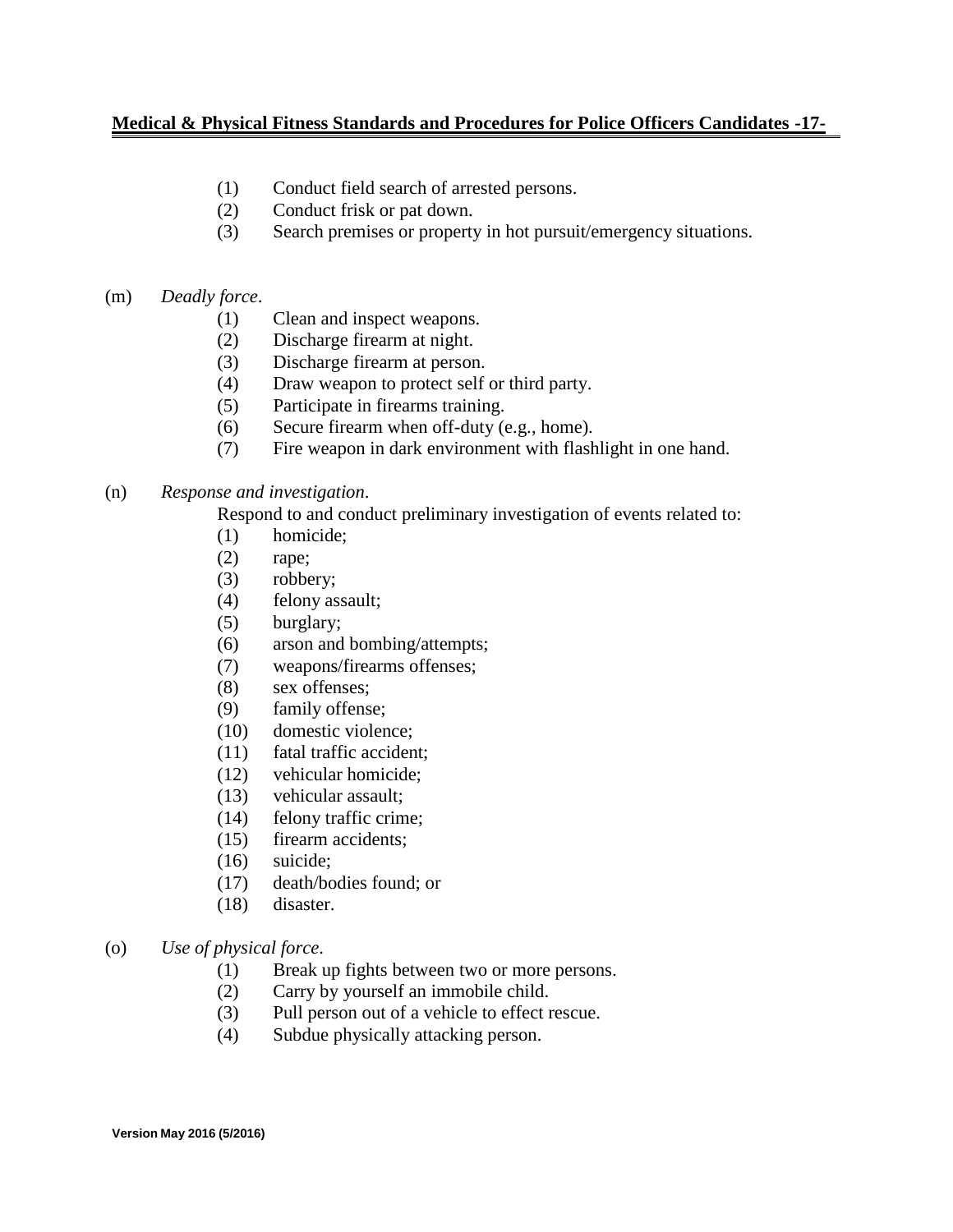(1) Conduct field search of arrested persons.
(2) Conduct frisk or pat down.
(3) Search premises or property in hot pursuit/emergency situations.

(m) *Deadly force*.
(1) Clean and inspect weapons.
(2) Discharge firearm at night.
(3) Discharge firearm at person.
(4) Draw weapon to protect self or third party.
(5) Participate in firearms training.
(6) Secure firearm when off-duty (e.g., home).
(7) Fire weapon in dark environment with flashlight in one hand.

(n) *Response and investigation*.
Respond to and conduct preliminary investigation of events related to:
(1) homicide;
(2) rape;
(3) robbery;
(4) felony assault;
(5) burglary;
(6) arson and bombing/attempts;
(7) weapons/firearms offenses;
(8) sex offenses;
(9) family offense;
(10) domestic violence;
(11) fatal traffic accident;
(12) vehicular homicide;
(13) vehicular assault;
(14) felony traffic crime;
(15) firearm accidents;
(16) suicide;
(17) death/bodies found; or
(18) disaster.

(o) *Use of physical force*.
(1) Break up fights between two or more persons.
(2) Carry by yourself an immobile child.
(3) Pull person out of a vehicle to effect rescue.
(4) Subdue physically attacking person.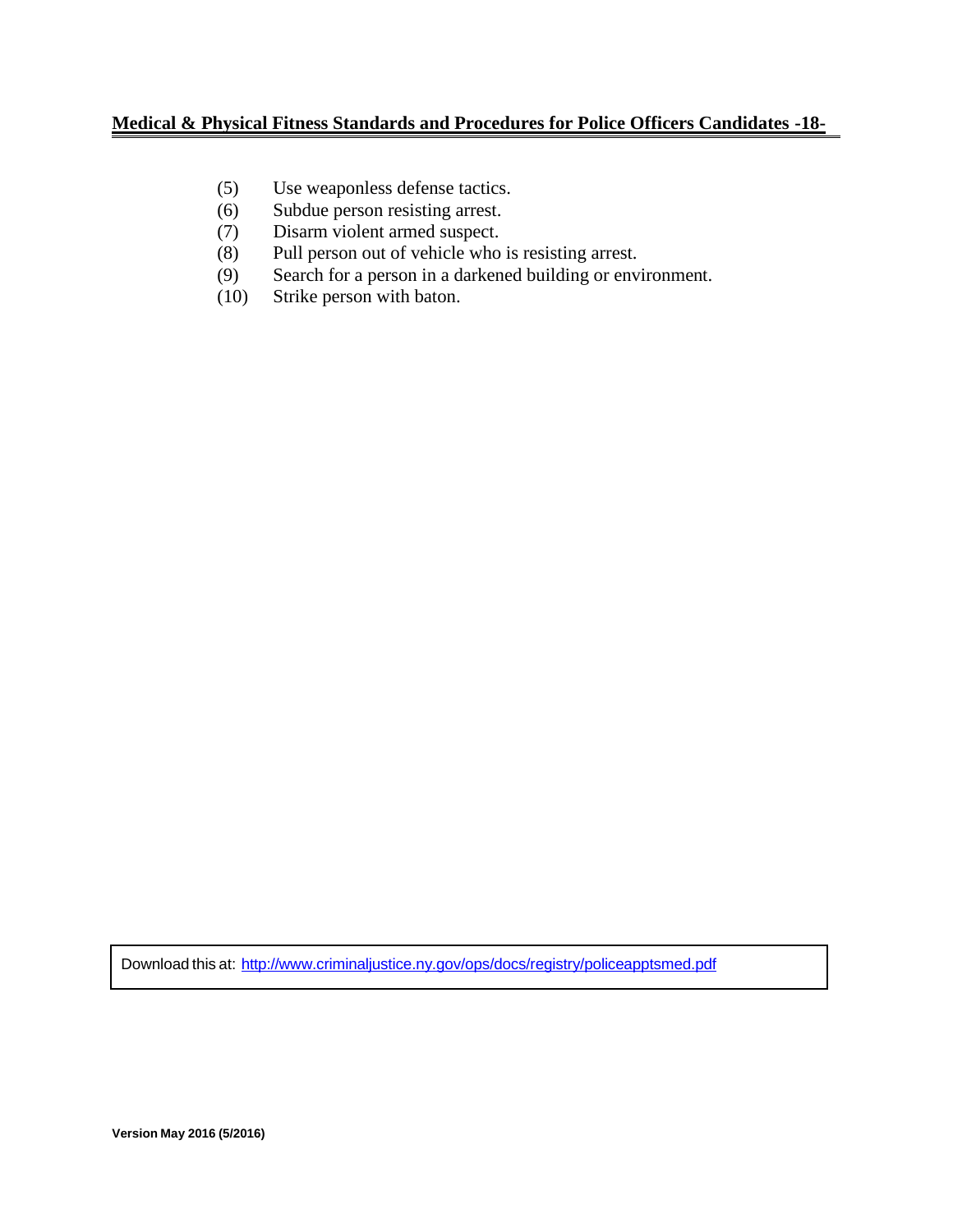(5) Use weaponless defense tactics.
(6) Subdue person resisting arrest.
(7) Disarm violent armed suspect.
(8) Pull person out of vehicle who is resisting arrest.
(9) Search for a person in a darkened building or environment.
(10) Strike person with baton.

Download this at: http://www.criminaljustice.ny.gov/ops/docs/registry/policeapptsmed.pdf